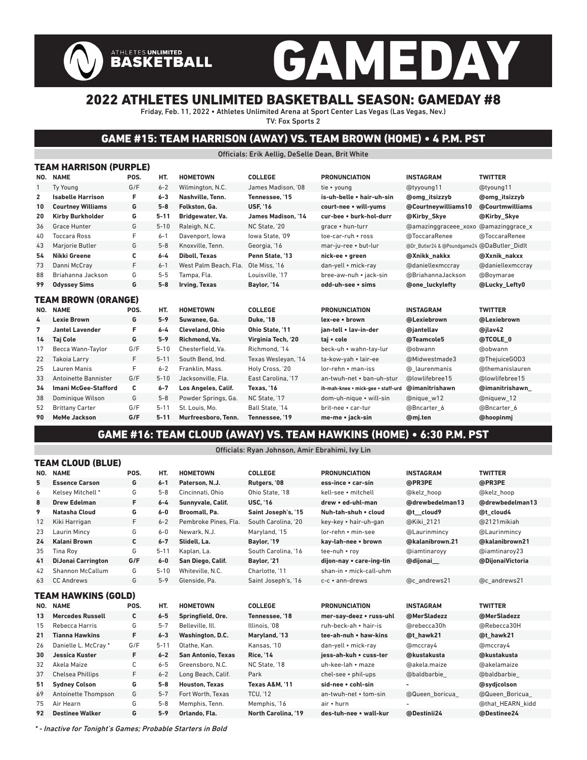ATHLETES UNLIMITED BASKETBALL

# GAMEDAY

## 2022 ATHLETES UNLIMITED BASKETBALL SEASON: GAMEDAY #8

Friday, Feb. 11, 2022 • Athletes Unlimited Arena at Sport Center Las Vegas (Las Vegas, Nev.)

TV: Fox Sports 2

## GAME #15: TEAM HARRISON (AWAY) VS. TEAM BROWN (HOME) • 4 P.M. PST

Officials: Erik Aellig, DeSelle Dean, Brit White

### TEAM HARRISON (PURPLE)

| NO. | NAME | POS. | HT. | HOMETOWN | COLLEGE | PRONUNCIATION | INSTAGRAM | TWITTER |
|---|---|---|---|---|---|---|---|---|
| 1 | Ty Young | G/F | 6-2 | Wilmington, N.C. | James Madison, '08 | tie • young | @tyyoung11 | @tyoung11 |
| **2** | **Isabelle Harrison** | **F** | **6-3** | **Nashville, Tenn.** | **Tennessee, '15** | **is-uh-belle • hair-uh-sin** | **@omg_itsizzyb** | **@omg_itsizzyb** |
| **10** | **Courtney Williams** | **G** | **5-8** | **Folkston, Ga.** | **USF, '16** | **court-nee • will-yums** | **@Courtneywilliams10** | **@Courtmwilliams** |
| **20** | **Kirby Burkholder** | **G** | **5-11** | **Bridgewater, Va.** | **James Madison, '14** | **cur-bee • burk-hol-durr** | **@Kirby_Skye** | **@Kirby_Skye** |
| 36 | Grace Hunter | G | 5-10 | Raleigh, N.C. | NC State, '20 | grace • hun-turr | @amazinggraceee_xoxo | @amazinggrace_x |
| 40 | Toccara Ross | F | 6-1 | Davenport, Iowa | Iowa State, '09 | toe-car-ruh • ross | @ToccaraRenee | @ToccaraRenee |
| 43 | Marjorie Butler | G | 5-8 | Knoxville, Tenn. | Georgia, '16 | mar-ju-ree • but-lur | @Dr_Butler24 & @Poundgame24 | @DaButler_DidIt |
| **54** | **Nikki Greene** | **C** | **6-4** | **Diboll, Texas** | **Penn State, '13** | **nick-ee • green** | **@Xnikk_nakkx** | **@Xxnik_nakxx** |
| 73 | Danni McCray | F | 6-1 | West Palm Beach, Fla. | Ole Miss, '16 | dan-yell • mick-ray | @daniellexmccray | @daniellexmccray |
| 88 | Briahanna Jackson | G | 5-5 | Tampa, Fla. | Louisville, '17 | bree-aw-nuh • jack-sin | @BriahannaJackson | @Boymarae |
| **99** | **Odyssey Sims** | **G** | **5-8** | **Irving, Texas** | **Baylor, '14** | **odd-uh-see • sims** | **@one_luckylefty** | **@Lucky_Lefty0** |

### TEAM BROWN (ORANGE)

| NO. | NAME | POS. | HT. | HOMETOWN | COLLEGE | PRONUNCIATION | INSTAGRAM | TWITTER |
|---|---|---|---|---|---|---|---|---|
| **4** | **Lexie Brown** | **G** | **5-9** | **Suwanee, Ga.** | **Duke, '18** | **lex-ee • brown** | **@Lexiebrown** | **@Lexiebrown** |
| **7** | **Jantel Lavender** | **F** | **6-4** | **Cleveland, Ohio** | **Ohio State, '11** | **jan-tell • lav-in-der** | **@jantellav** | **@jlav42** |
| **14** | **Taj Cole** | **G** | **5-9** | **Richmond, Va.** | **Virginia Tech, '20** | **taj • cole** | **@Teamcole5** | **@TCOLE_0** |
| 17 | Becca Wann-Taylor | G/F | 5-10 | Chesterfield, Va. | Richmond, '14 | beck-uh • wahn-tay-lur | @obwann | @obwann |
| 22 | Takoia Larry | F | 5-11 | South Bend, Ind. | Texas Wesleyan, '14 | ta-kow-yah • lair-ee | @Midwestmade3 | @ThejuiceGOD3 |
| 25 | Lauren Manis | F | 6-2 | Franklin, Mass. | Holy Cross, '20 | lor-rehn • man-iss | @_laurenmanis | @themanislauren |
| 33 | Antoinette Bannister | G/F | 5-10 | Jacksonville, Fla. | East Carolina, '17 | an-twuh-net • ban-uh-stur | @lowlifebree15 | @lowlifebree15 |
| **34** | **Imani McGee-Stafford** | **C** | **6-7** | **Los Angeles, Calif.** | **Texas, '16** | **ih-mah-knee • mick-gee • staff-urd** | **@imanitrishawn** | **@imanitrishawn_** |
| 38 | Dominique Wilson | G | 5-8 | Powder Springs, Ga. | NC State, '17 | dom-uh-nique • will-sin | @nique_w12 | @niquew_12 |
| 52 | Brittany Carter | G/F | 5-11 | St. Louis, Mo. | Ball State, '14 | brit-nee • car-tur | @Bncarter_6 | @Bncarter_6 |
| **90** | **MeMe Jackson** | **G/F** | **5-11** | **Murfreesboro, Tenn.** | **Tennessee, '19** | **me-me • jack-sin** | **@mj.ten** | **@hoopinmj** |

## GAME #16: TEAM CLOUD (AWAY) VS. TEAM HAWKINS (HOME) • 6:30 P.M. PST

Officials: Ryan Johnson, Amir Ebrahimi, Ivy Lin

### TEAM CLOUD (BLUE)

| NO. | NAME | POS. | HT. | HOMETOWN | COLLEGE | PRONUNCIATION | INSTAGRAM | TWITTER |
|---|---|---|---|---|---|---|---|---|
| **5** | **Essence Carson** | **G** | **6-1** | **Paterson, N.J.** | **Rutgers, '08** | **ess-ince • car-sin** | **@PR3PE** | **@PR3PE** |
| 6 | Kelsey Mitchell * | G | 5-8 | Cincinnati, Ohio | Ohio State, '18 | kell-see • mitchell | @kelz_hoop | @kelz_hoop |
| **8** | **Drew Edelman** | **F** | **6-4** | **Sunnyvale, Calif.** | **USC, '16** | **drew • ed-uhl-man** | **@drewbedelman13** | **@drewbedelman13** |
| **9** | **Natasha Cloud** | **G** | **6-0** | **Broomall, Pa.** | **Saint Joseph's, '15** | **Nuh-tah-shuh • cloud** | **@t__cloud9** | **@t_cloud4** |
| 12 | Kiki Harrigan | F | 6-2 | Pembroke Pines, Fla. | South Carolina, '20 | key-key • hair-uh-gan | @Kiki_2121 | @2121mikiah |
| 23 | Laurin Mincy | G | 6-0 | Newark, N.J. | Maryland, '15 | lor-rehn • min-see | @Laurinmincy | @Laurinmincy |
| **24** | **Kalani Brown** | **C** | **6-7** | **Slidell, La.** | **Baylor, '19** | **kay-lah-nee • brown** | **@kalanibrown.21** | **@kalanibrown21** |
| 35 | Tina Roy | G | 5-11 | Kaplan, La. | South Carolina, '16 | tee-nuh • roy | @iamtinaroyy | @iamtinaroy23 |
| **41** | **DiJonai Carrington** | **G/F** | **6-0** | **San Diego, Calif.** | **Baylor, '21** | **dijon-nay • care-ing-tin** | **@dijonai__** | **@DijonaiVictoria** |
| 42 | Shannon McCallum | G | 5-10 | Whiteville, N.C. | Charlotte, '11 | shan-in • mick-call-uhm | | |
| 63 | CC Andrews | G | 5-9 | Glenside, Pa. | Saint Joseph's, '16 | c-c • ann-drews | @c_andrews21 | @c_andrews21 |

### TEAM HAWKINS (GOLD)

| NO. | NAME | POS. | HT. | HOMETOWN | COLLEGE | PRONUNCIATION | INSTAGRAM | TWITTER |
|---|---|---|---|---|---|---|---|---|
| **13** | **Mercedes Russell** | **C** | **6-5** | **Springfield, Ore.** | **Tennessee, '18** | **mer-say-deez • russ-uhl** | **@MerSladezz** | **@MerSladezz** |
| 15 | Rebecca Harris | G | 5-7 | Belleville, Ill. | Illinois, '08 | ruh-beck-ah • hair-is | @rebecca30h | @Rebecca30H |
| **21** | **Tianna Hawkins** | **F** | **6-3** | **Washington, D.C.** | **Maryland, '13** | **tee-ah-nuh • haw-kins** | **@t_hawk21** | **@t_hawk21** |
| 26 | Danielle L. McCray * | G/F | 5-11 | Olathe, Kan. | Kansas, '10 | dan-yell • mick-ray | @mccray4 | @mccray4 |
| **30** | **Jessica Kuster** | **F** | **6-2** | **San Antonio, Texas** | **Rice, '14** | **jess-ah-kuh • cuss-ter** | **@kustakusta** | **@kustakusta** |
| 32 | Akela Maize | C | 6-5 | Greensboro, N.C. | NC State, '18 | uh-kee-lah • maze | @akela.maize | @akelamaize |
| 37 | Chelsea Phillips | F | 6-2 | Long Beach, Calif. | Park | chel-see • phil-ups | @baldbarbie_ | @baldbarbie_ |
| **51** | **Sydney Colson** | **G** | **5-8** | **Houston, Texas** | **Texas A&M, '11** | **sid-nee • cohl-sin** | **-** | **@sydjcolson** |
| 69 | Antoinette Thompson | G | 5-7 | Fort Worth, Texas | TCU, '12 | an-twuh-net • tom-sin | @Queen_boricua_ | @Queen_Boricua_ |
| 75 | Air Hearn | G | 5-8 | Memphis, Tenn. | Memphis, '16 | air • hurn | - | @that_HEARN_kidd |
| **92** | **Destinee Walker** | **G** | **5-9** | **Orlando, Fla.** | **North Carolina, '19** | **des-tuh-nee • wall-kur** | **@Destinii24** | **@Destinee24** |

*\* - Inactive for Tonight's Games; Probable Starters in Bold*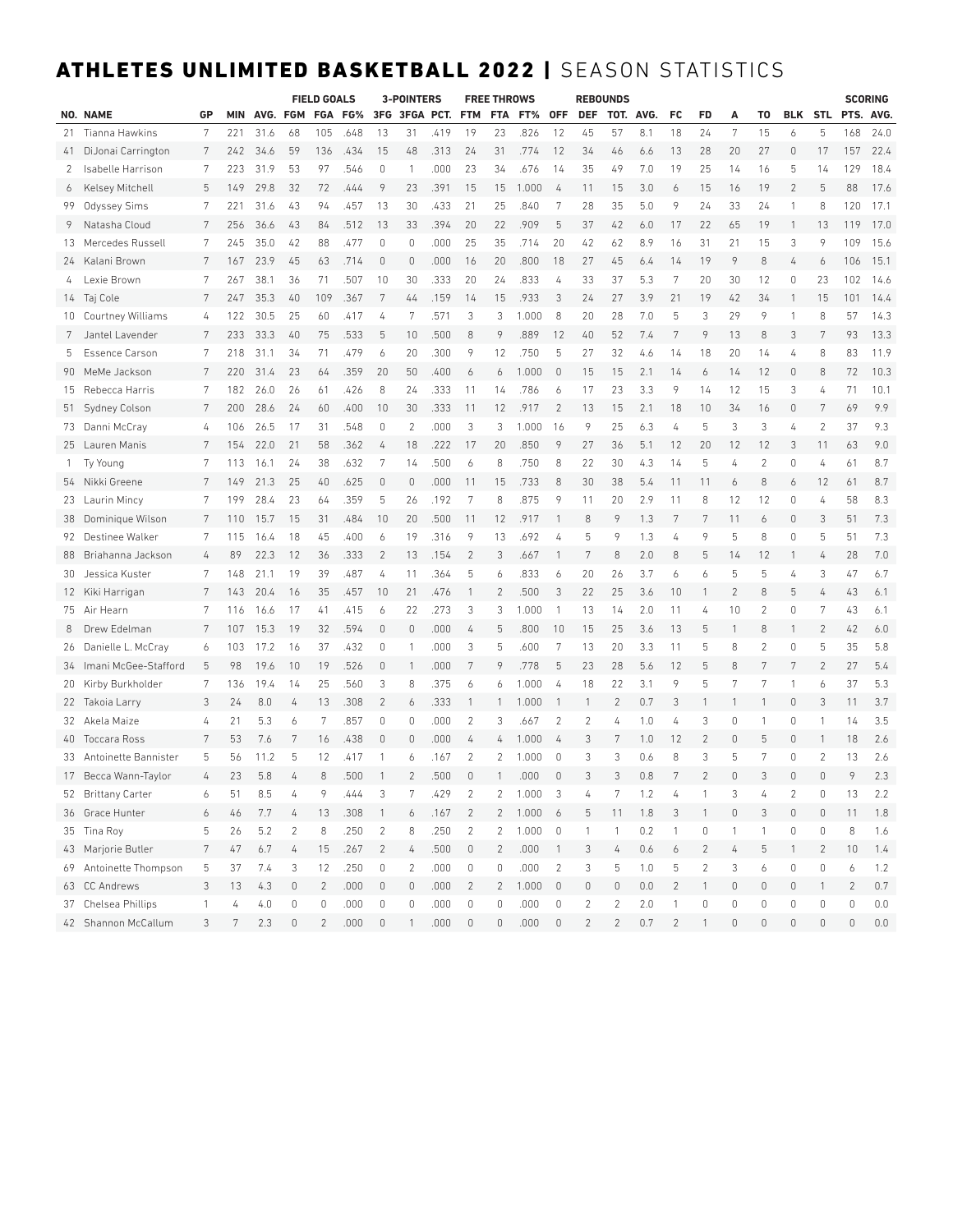# ATHLETES UNLIMITED BASKETBALL 2022 | SEASON STATISTICS

| | | | | | FIELD GOALS | | | 3-POINTERS | | | FREE THROWS | | | REBOUNDS | | | | | | | | | | SCORING | |
|---|---|---|---|---|---|---|---|---|---|---|---|---|---|---|---|---|---|---|---|---|---|---|---|---|---|
| NO. | NAME | GP | MIN | AVG. | FGM | FGA | FG% | 3FG | 3FGA | PCT. | FTM | FTA | FT% | OFF | DEF | TOT. | AVG. | FC | FD | A | TO | BLK | STL | PTS. | AVG. |
| 21 | Tianna Hawkins | 7 | 221 | 31.6 | 68 | 105 | .648 | 13 | 31 | .419 | 19 | 23 | .826 | 12 | 45 | 57 | 8.1 | 18 | 24 | 7 | 15 | 6 | 5 | 168 | 24.0 |
| 41 | DiJonai Carrington | 7 | 242 | 34.6 | 59 | 136 | .434 | 15 | 48 | .313 | 24 | 31 | .774 | 12 | 34 | 46 | 6.6 | 13 | 28 | 20 | 27 | 0 | 17 | 157 | 22.4 |
| 2 | Isabelle Harrison | 7 | 223 | 31.9 | 53 | 97 | .546 | 0 | 1 | .000 | 23 | 34 | .676 | 14 | 35 | 49 | 7.0 | 19 | 25 | 14 | 16 | 5 | 14 | 129 | 18.4 |
| 6 | Kelsey Mitchell | 5 | 149 | 29.8 | 32 | 72 | .444 | 9 | 23 | .391 | 15 | 15 | 1.000 | 4 | 11 | 15 | 3.0 | 6 | 15 | 16 | 19 | 2 | 5 | 88 | 17.6 |
| 99 | Odyssey Sims | 7 | 221 | 31.6 | 43 | 94 | .457 | 13 | 30 | .433 | 21 | 25 | .840 | 7 | 28 | 35 | 5.0 | 9 | 24 | 33 | 24 | 1 | 8 | 120 | 17.1 |
| 9 | Natasha Cloud | 7 | 256 | 36.6 | 43 | 84 | .512 | 13 | 33 | .394 | 20 | 22 | .909 | 5 | 37 | 42 | 6.0 | 17 | 22 | 65 | 19 | 1 | 13 | 119 | 17.0 |
| 13 | Mercedes Russell | 7 | 245 | 35.0 | 42 | 88 | .477 | 0 | 0 | .000 | 25 | 35 | .714 | 20 | 42 | 62 | 8.9 | 16 | 31 | 21 | 15 | 3 | 9 | 109 | 15.6 |
| 24 | Kalani Brown | 7 | 167 | 23.9 | 45 | 63 | .714 | 0 | 0 | .000 | 16 | 20 | .800 | 18 | 27 | 45 | 6.4 | 14 | 19 | 9 | 8 | 4 | 6 | 106 | 15.1 |
| 4 | Lexie Brown | 7 | 267 | 38.1 | 36 | 71 | .507 | 10 | 30 | .333 | 20 | 24 | .833 | 4 | 33 | 37 | 5.3 | 7 | 20 | 30 | 12 | 0 | 23 | 102 | 14.6 |
| 14 | Taj Cole | 7 | 247 | 35.3 | 40 | 109 | .367 | 7 | 44 | .159 | 14 | 15 | .933 | 3 | 24 | 27 | 3.9 | 21 | 19 | 42 | 34 | 1 | 15 | 101 | 14.4 |
| 10 | Courtney Williams | 4 | 122 | 30.5 | 25 | 60 | .417 | 4 | 7 | .571 | 3 | 3 | 1.000 | 8 | 20 | 28 | 7.0 | 5 | 3 | 29 | 9 | 1 | 8 | 57 | 14.3 |
| 7 | Jantel Lavender | 7 | 233 | 33.3 | 40 | 75 | .533 | 5 | 10 | .500 | 8 | 9 | .889 | 12 | 40 | 52 | 7.4 | 7 | 9 | 13 | 8 | 3 | 7 | 93 | 13.3 |
| 5 | Essence Carson | 7 | 218 | 31.1 | 34 | 71 | .479 | 6 | 20 | .300 | 9 | 12 | .750 | 5 | 27 | 32 | 4.6 | 14 | 18 | 20 | 14 | 4 | 8 | 83 | 11.9 |
| 90 | MeMe Jackson | 7 | 220 | 31.4 | 23 | 64 | .359 | 20 | 50 | .400 | 6 | 6 | 1.000 | 0 | 15 | 15 | 2.1 | 14 | 6 | 14 | 12 | 0 | 8 | 72 | 10.3 |
| 15 | Rebecca Harris | 7 | 182 | 26.0 | 26 | 61 | .426 | 8 | 24 | .333 | 11 | 14 | .786 | 6 | 17 | 23 | 3.3 | 9 | 14 | 12 | 15 | 3 | 4 | 71 | 10.1 |
| 51 | Sydney Colson | 7 | 200 | 28.6 | 24 | 60 | .400 | 10 | 30 | .333 | 11 | 12 | .917 | 2 | 13 | 15 | 2.1 | 18 | 10 | 34 | 16 | 0 | 7 | 69 | 9.9 |
| 73 | Danni McCray | 4 | 106 | 26.5 | 17 | 31 | .548 | 0 | 2 | .000 | 3 | 3 | 1.000 | 16 | 9 | 25 | 6.3 | 4 | 5 | 3 | 3 | 4 | 2 | 37 | 9.3 |
| 25 | Lauren Manis | 7 | 154 | 22.0 | 21 | 58 | .362 | 4 | 18 | .222 | 17 | 20 | .850 | 9 | 27 | 36 | 5.1 | 12 | 20 | 12 | 12 | 3 | 11 | 63 | 9.0 |
| 1 | Ty Young | 7 | 113 | 16.1 | 24 | 38 | .632 | 7 | 14 | .500 | 6 | 8 | .750 | 8 | 22 | 30 | 4.3 | 14 | 5 | 4 | 2 | 0 | 4 | 61 | 8.7 |
| 54 | Nikki Greene | 7 | 149 | 21.3 | 25 | 40 | .625 | 0 | 0 | .000 | 11 | 15 | .733 | 8 | 30 | 38 | 5.4 | 11 | 11 | 6 | 8 | 6 | 12 | 61 | 8.7 |
| 23 | Laurin Mincy | 7 | 199 | 28.4 | 23 | 64 | .359 | 5 | 26 | .192 | 7 | 8 | .875 | 9 | 11 | 20 | 2.9 | 11 | 8 | 12 | 12 | 0 | 4 | 58 | 8.3 |
| 38 | Dominique Wilson | 7 | 110 | 15.7 | 15 | 31 | .484 | 10 | 20 | .500 | 11 | 12 | .917 | 1 | 8 | 9 | 1.3 | 7 | 7 | 11 | 6 | 0 | 3 | 51 | 7.3 |
| 92 | Destinee Walker | 7 | 115 | 16.4 | 18 | 45 | .400 | 6 | 19 | .316 | 9 | 13 | .692 | 4 | 5 | 9 | 1.3 | 4 | 9 | 5 | 8 | 0 | 5 | 51 | 7.3 |
| 88 | Briahanna Jackson | 4 | 89 | 22.3 | 12 | 36 | .333 | 2 | 13 | .154 | 2 | 3 | .667 | 1 | 7 | 8 | 2.0 | 8 | 5 | 14 | 12 | 1 | 4 | 28 | 7.0 |
| 30 | Jessica Kuster | 7 | 148 | 21.1 | 19 | 39 | .487 | 4 | 11 | .364 | 5 | 6 | .833 | 6 | 20 | 26 | 3.7 | 6 | 6 | 5 | 5 | 4 | 3 | 47 | 6.7 |
| 12 | Kiki Harrigan | 7 | 143 | 20.4 | 16 | 35 | .457 | 10 | 21 | .476 | 1 | 2 | .500 | 3 | 22 | 25 | 3.6 | 10 | 1 | 2 | 8 | 5 | 4 | 43 | 6.1 |
| 75 | Air Hearn | 7 | 116 | 16.6 | 17 | 41 | .415 | 6 | 22 | .273 | 3 | 3 | 1.000 | 1 | 13 | 14 | 2.0 | 11 | 4 | 10 | 2 | 0 | 7 | 43 | 6.1 |
| 8 | Drew Edelman | 7 | 107 | 15.3 | 19 | 32 | .594 | 0 | 0 | .000 | 4 | 5 | .800 | 10 | 15 | 25 | 3.6 | 13 | 5 | 1 | 8 | 1 | 2 | 42 | 6.0 |
| 26 | Danielle L. McCray | 6 | 103 | 17.2 | 16 | 37 | .432 | 0 | 1 | .000 | 3 | 5 | .600 | 7 | 13 | 20 | 3.3 | 11 | 5 | 8 | 2 | 0 | 5 | 35 | 5.8 |
| 34 | Imani McGee-Stafford | 5 | 98 | 19.6 | 10 | 19 | .526 | 0 | 1 | .000 | 7 | 9 | .778 | 5 | 23 | 28 | 5.6 | 12 | 5 | 8 | 7 | 7 | 2 | 27 | 5.4 |
| 20 | Kirby Burkholder | 7 | 136 | 19.4 | 14 | 25 | .560 | 3 | 8 | .375 | 6 | 6 | 1.000 | 4 | 18 | 22 | 3.1 | 9 | 5 | 7 | 7 | 1 | 6 | 37 | 5.3 |
| 22 | Takoia Larry | 3 | 24 | 8.0 | 4 | 13 | .308 | 2 | 6 | .333 | 1 | 1 | 1.000 | 1 | 1 | 2 | 0.7 | 3 | 1 | 1 | 1 | 0 | 3 | 11 | 3.7 |
| 32 | Akela Maize | 4 | 21 | 5.3 | 6 | 7 | .857 | 0 | 0 | .000 | 2 | 3 | .667 | 2 | 2 | 4 | 1.0 | 4 | 3 | 0 | 1 | 0 | 1 | 14 | 3.5 |
| 40 | Toccara Ross | 7 | 53 | 7.6 | 7 | 16 | .438 | 0 | 0 | .000 | 4 | 4 | 1.000 | 4 | 3 | 7 | 1.0 | 12 | 2 | 0 | 5 | 0 | 1 | 18 | 2.6 |
| 33 | Antoinette Bannister | 5 | 56 | 11.2 | 5 | 12 | .417 | 1 | 6 | .167 | 2 | 2 | 1.000 | 0 | 3 | 3 | 0.6 | 8 | 3 | 5 | 7 | 0 | 2 | 13 | 2.6 |
| 17 | Becca Wann-Taylor | 4 | 23 | 5.8 | 4 | 8 | .500 | 1 | 2 | .500 | 0 | 1 | .000 | 0 | 3 | 3 | 0.8 | 7 | 2 | 0 | 3 | 0 | 0 | 9 | 2.3 |
| 52 | Brittany Carter | 6 | 51 | 8.5 | 4 | 9 | .444 | 3 | 7 | .429 | 2 | 2 | 1.000 | 3 | 4 | 7 | 1.2 | 4 | 1 | 3 | 4 | 2 | 0 | 13 | 2.2 |
| 36 | Grace Hunter | 6 | 46 | 7.7 | 4 | 13 | .308 | 1 | 6 | .167 | 2 | 2 | 1.000 | 6 | 5 | 11 | 1.8 | 3 | 1 | 0 | 3 | 0 | 0 | 11 | 1.8 |
| 35 | Tina Roy | 5 | 26 | 5.2 | 2 | 8 | .250 | 2 | 8 | .250 | 2 | 2 | 1.000 | 0 | 1 | 1 | 0.2 | 1 | 0 | 1 | 1 | 0 | 0 | 8 | 1.6 |
| 43 | Marjorie Butler | 7 | 47 | 6.7 | 4 | 15 | .267 | 2 | 4 | .500 | 0 | 2 | .000 | 1 | 3 | 4 | 0.6 | 6 | 2 | 4 | 5 | 1 | 2 | 10 | 1.4 |
| 69 | Antoinette Thompson | 5 | 37 | 7.4 | 3 | 12 | .250 | 0 | 2 | .000 | 0 | 0 | .000 | 2 | 3 | 5 | 1.0 | 5 | 2 | 3 | 6 | 0 | 0 | 6 | 1.2 |
| 63 | CC Andrews | 3 | 13 | 4.3 | 0 | 2 | .000 | 0 | 0 | .000 | 2 | 2 | 1.000 | 0 | 0 | 0 | 0.0 | 2 | 1 | 0 | 0 | 0 | 1 | 2 | 0.7 |
| 37 | Chelsea Phillips | 1 | 4 | 4.0 | 0 | 0 | .000 | 0 | 0 | .000 | 0 | 0 | .000 | 0 | 2 | 2 | 2.0 | 1 | 0 | 0 | 0 | 0 | 0 | 0 | 0.0 |
| 42 | Shannon McCallum | 3 | 7 | 2.3 | 0 | 2 | .000 | 0 | 1 | .000 | 0 | 0 | .000 | 0 | 2 | 2 | 0.7 | 2 | 1 | 0 | 0 | 0 | 0 | 0 | 0.0 |